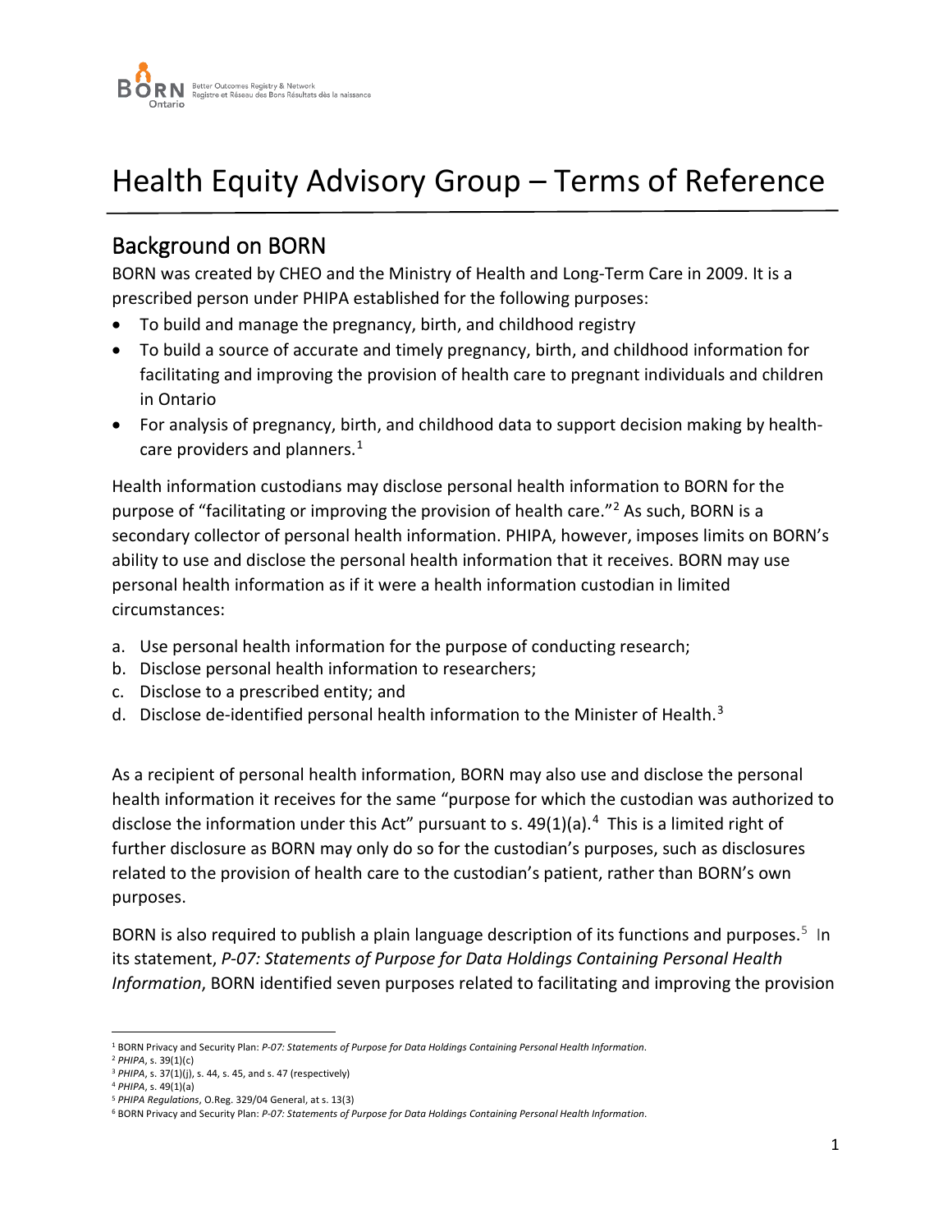# Health Equity Advisory Group – Terms of Reference

## Background on BORN

BORN was created by CHEO and the Ministry of Health and Long-Term Care in 2009. It is a prescribed person under PHIPA established for the following purposes:

- To build and manage the pregnancy, birth, and childhood registry
- To build a source of accurate and timely pregnancy, birth, and childhood information for facilitating and improving the provision of health care to pregnant individuals and children in Ontario
- For analysis of pregnancy, birth, and childhood data to support decision making by health-care providers and planners.[1]

Health information custodians may disclose personal health information to BORN for the purpose of "facilitating or improving the provision of health care."[2] As such, BORN is a secondary collector of personal health information. PHIPA, however, imposes limits on BORN's ability to use and disclose the personal health information that it receives. BORN may use personal health information as if it were a health information custodian in limited circumstances:

a. Use personal health information for the purpose of conducting research;
b. Disclose personal health information to researchers;
c. Disclose to a prescribed entity; and
d. Disclose de-identified personal health information to the Minister of Health.[3]

As a recipient of personal health information, BORN may also use and disclose the personal health information it receives for the same "purpose for which the custodian was authorized to disclose the information under this Act" pursuant to s. 49(1)(a).[4] This is a limited right of further disclosure as BORN may only do so for the custodian's purposes, such as disclosures related to the provision of health care to the custodian's patient, rather than BORN's own purposes.

BORN is also required to publish a plain language description of its functions and purposes.[5] In its statement, *P-07: Statements of Purpose for Data Holdings Containing Personal Health Information*, BORN identified seven purposes related to facilitating and improving the provision

---

[1] BORN Privacy and Security Plan: *P-07: Statements of Purpose for Data Holdings Containing Personal Health Information*.
[2] *PHIPA*, s. 39(1)(c)
[3] *PHIPA*, s. 37(1)(j), s. 44, s. 45, and s. 47 (respectively)
[4] *PHIPA*, s. 49(1)(a)
[5] *PHIPA Regulations*, O.Reg. 329/04 General, at s. 13(3)
[6] BORN Privacy and Security Plan: *P-07: Statements of Purpose for Data Holdings Containing Personal Health Information*.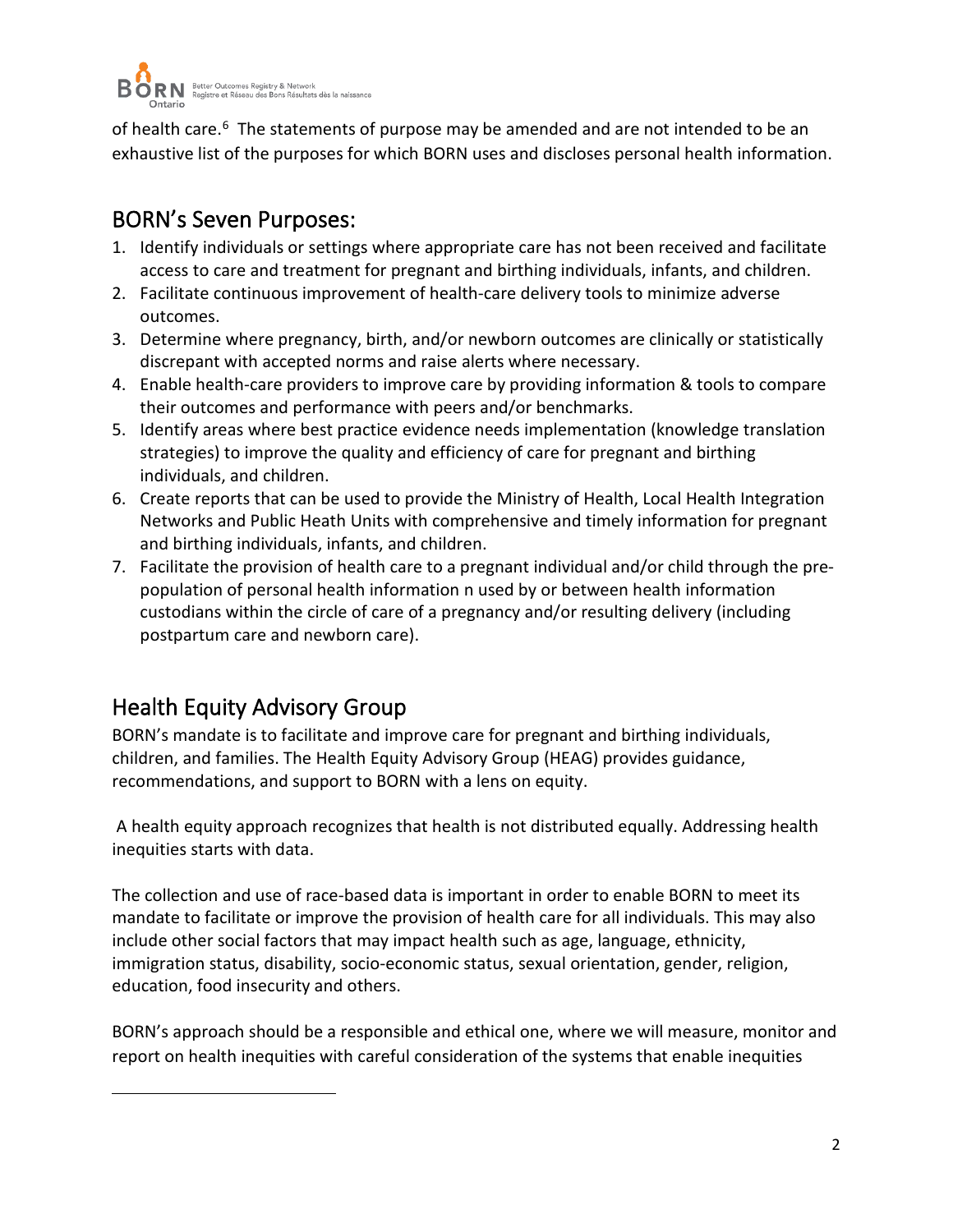of health care.[6] The statements of purpose may be amended and are not intended to be an exhaustive list of the purposes for which BORN uses and discloses personal health information.

## BORN's Seven Purposes:

1. Identify individuals or settings where appropriate care has not been received and facilitate access to care and treatment for pregnant and birthing individuals, infants, and children.
2. Facilitate continuous improvement of health-care delivery tools to minimize adverse outcomes.
3. Determine where pregnancy, birth, and/or newborn outcomes are clinically or statistically discrepant with accepted norms and raise alerts where necessary.
4. Enable health-care providers to improve care by providing information & tools to compare their outcomes and performance with peers and/or benchmarks.
5. Identify areas where best practice evidence needs implementation (knowledge translation strategies) to improve the quality and efficiency of care for pregnant and birthing individuals, and children.
6. Create reports that can be used to provide the Ministry of Health, Local Health Integration Networks and Public Heath Units with comprehensive and timely information for pregnant and birthing individuals, infants, and children.
7. Facilitate the provision of health care to a pregnant individual and/or child through the pre-population of personal health information n used by or between health information custodians within the circle of care of a pregnancy and/or resulting delivery (including postpartum care and newborn care).

## Health Equity Advisory Group

BORN's mandate is to facilitate and improve care for pregnant and birthing individuals, children, and families. The Health Equity Advisory Group (HEAG) provides guidance, recommendations, and support to BORN with a lens on equity.

A health equity approach recognizes that health is not distributed equally. Addressing health inequities starts with data.

The collection and use of race-based data is important in order to enable BORN to meet its mandate to facilitate or improve the provision of health care for all individuals. This may also include other social factors that may impact health such as age, language, ethnicity, immigration status, disability, socio-economic status, sexual orientation, gender, religion, education, food insecurity and others.

BORN's approach should be a responsible and ethical one, where we will measure, monitor and report on health inequities with careful consideration of the systems that enable inequities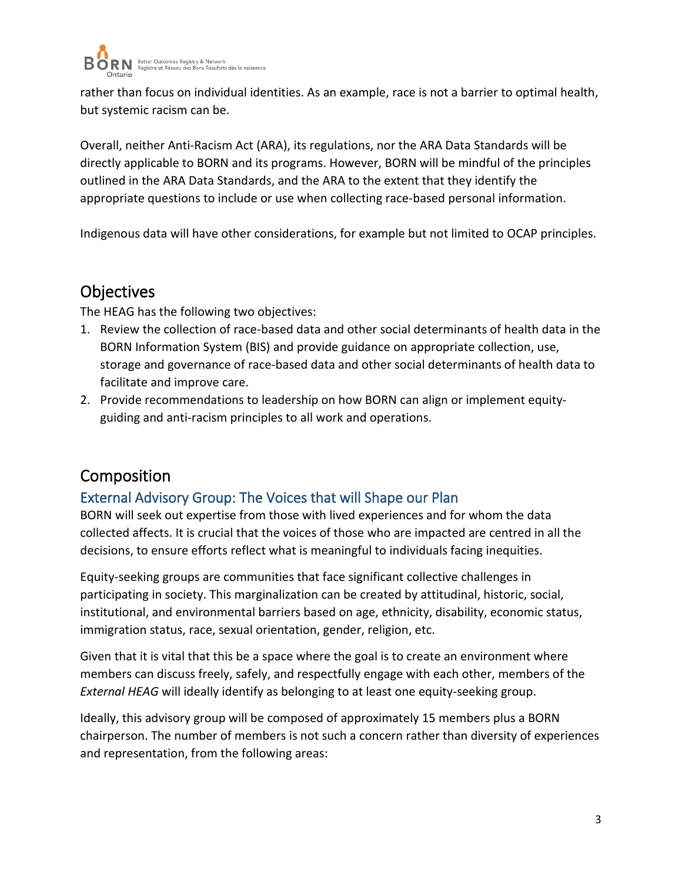rather than focus on individual identities. As an example, race is not a barrier to optimal health, but systemic racism can be.

Overall, neither Anti-Racism Act (ARA), its regulations, nor the ARA Data Standards will be directly applicable to BORN and its programs. However, BORN will be mindful of the principles outlined in the ARA Data Standards, and the ARA to the extent that they identify the appropriate questions to include or use when collecting race-based personal information.

Indigenous data will have other considerations, for example but not limited to OCAP principles.

# Objectives

The HEAG has the following two objectives:

1. Review the collection of race-based data and other social determinants of health data in the BORN Information System (BIS) and provide guidance on appropriate collection, use, storage and governance of race-based data and other social determinants of health data to facilitate and improve care.
2. Provide recommendations to leadership on how BORN can align or implement equity-guiding and anti-racism principles to all work and operations.

# Composition

## External Advisory Group: The Voices that will Shape our Plan

BORN will seek out expertise from those with lived experiences and for whom the data collected affects. It is crucial that the voices of those who are impacted are centred in all the decisions, to ensure efforts reflect what is meaningful to individuals facing inequities.

Equity-seeking groups are communities that face significant collective challenges in participating in society. This marginalization can be created by attitudinal, historic, social, institutional, and environmental barriers based on age, ethnicity, disability, economic status, immigration status, race, sexual orientation, gender, religion, etc.

Given that it is vital that this be a space where the goal is to create an environment where members can discuss freely, safely, and respectfully engage with each other, members of the *External HEAG* will ideally identify as belonging to at least one equity-seeking group.

Ideally, this advisory group will be composed of approximately 15 members plus a BORN chairperson. The number of members is not such a concern rather than diversity of experiences and representation, from the following areas: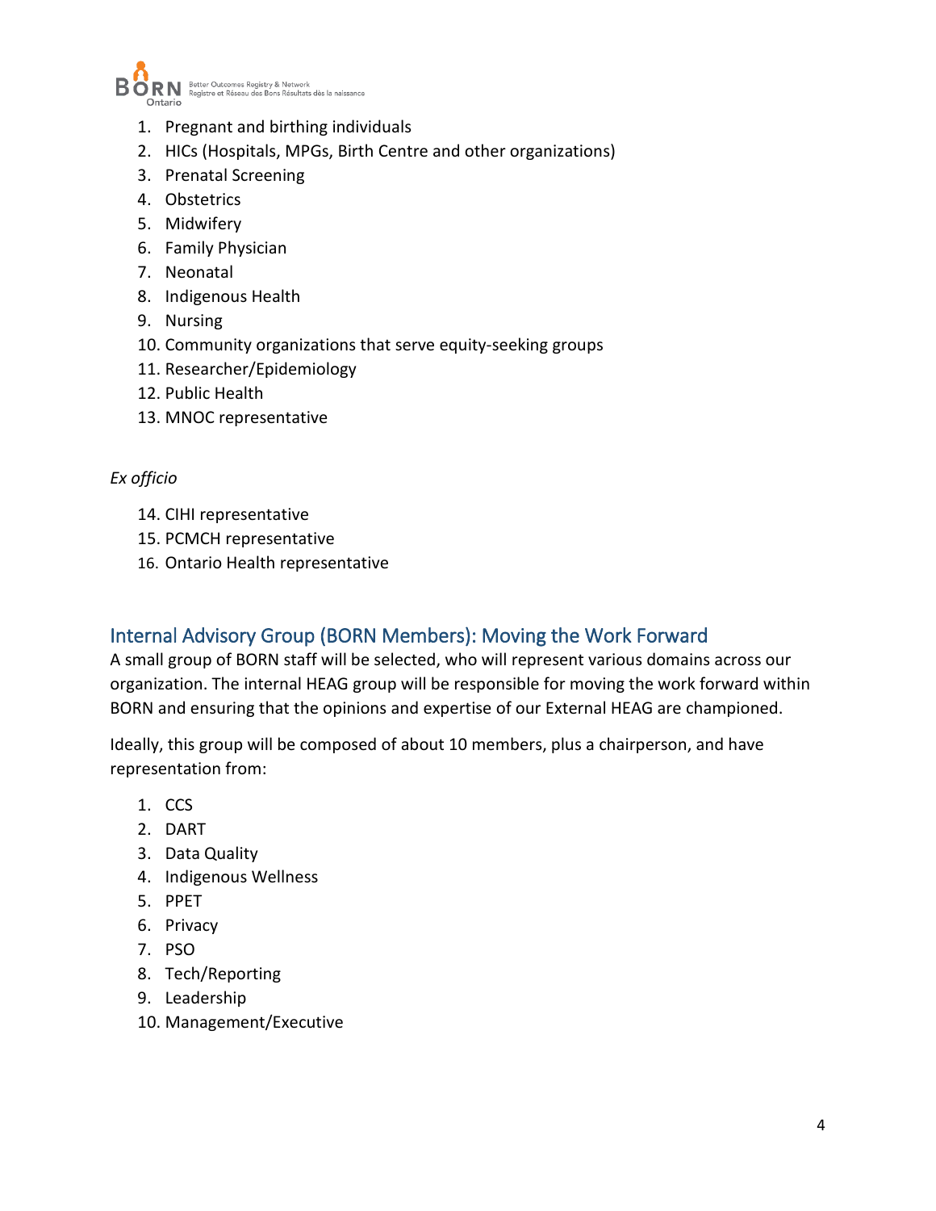1. Pregnant and birthing individuals
2. HICs (Hospitals, MPGs, Birth Centre and other organizations)
3. Prenatal Screening
4. Obstetrics
5. Midwifery
6. Family Physician
7. Neonatal
8. Indigenous Health
9. Nursing
10. Community organizations that serve equity-seeking groups
11. Researcher/Epidemiology
12. Public Health
13. MNOC representative

*Ex officio*

14. CIHI representative
15. PCMCH representative
16. Ontario Health representative

## Internal Advisory Group (BORN Members): Moving the Work Forward

A small group of BORN staff will be selected, who will represent various domains across our organization. The internal HEAG group will be responsible for moving the work forward within BORN and ensuring that the opinions and expertise of our External HEAG are championed.

Ideally, this group will be composed of about 10 members, plus a chairperson, and have representation from:

1. CCS
2. DART
3. Data Quality
4. Indigenous Wellness
5. PPET
6. Privacy
7. PSO
8. Tech/Reporting
9. Leadership
10. Management/Executive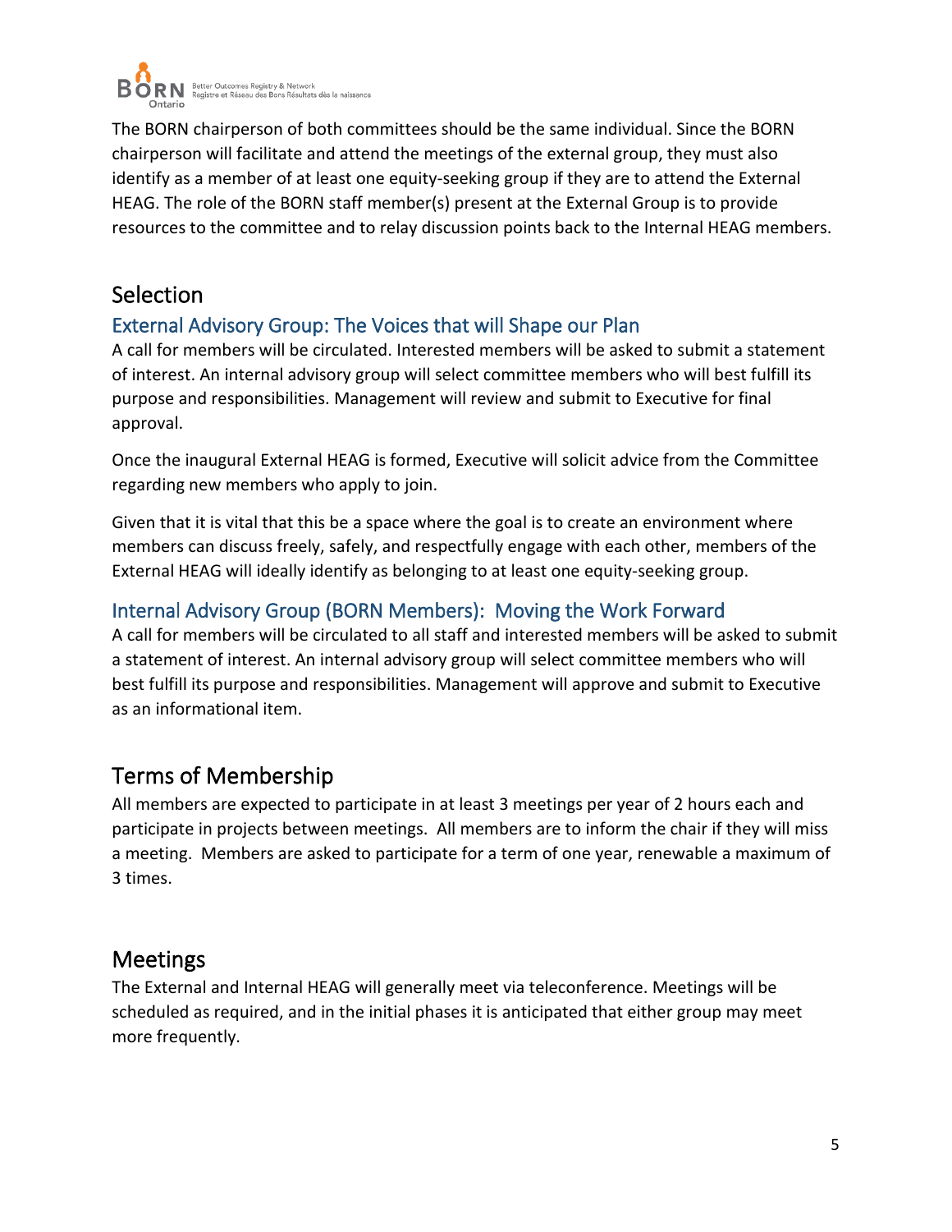The BORN chairperson of both committees should be the same individual. Since the BORN chairperson will facilitate and attend the meetings of the external group, they must also identify as a member of at least one equity-seeking group if they are to attend the External HEAG. The role of the BORN staff member(s) present at the External Group is to provide resources to the committee and to relay discussion points back to the Internal HEAG members.

## Selection

### External Advisory Group: The Voices that will Shape our Plan

A call for members will be circulated. Interested members will be asked to submit a statement of interest. An internal advisory group will select committee members who will best fulfill its purpose and responsibilities. Management will review and submit to Executive for final approval.

Once the inaugural External HEAG is formed, Executive will solicit advice from the Committee regarding new members who apply to join.

Given that it is vital that this be a space where the goal is to create an environment where members can discuss freely, safely, and respectfully engage with each other, members of the External HEAG will ideally identify as belonging to at least one equity-seeking group.

### Internal Advisory Group (BORN Members): Moving the Work Forward

A call for members will be circulated to all staff and interested members will be asked to submit a statement of interest. An internal advisory group will select committee members who will best fulfill its purpose and responsibilities. Management will approve and submit to Executive as an informational item.

## Terms of Membership

All members are expected to participate in at least 3 meetings per year of 2 hours each and participate in projects between meetings. All members are to inform the chair if they will miss a meeting. Members are asked to participate for a term of one year, renewable a maximum of 3 times.

## Meetings

The External and Internal HEAG will generally meet via teleconference. Meetings will be scheduled as required, and in the initial phases it is anticipated that either group may meet more frequently.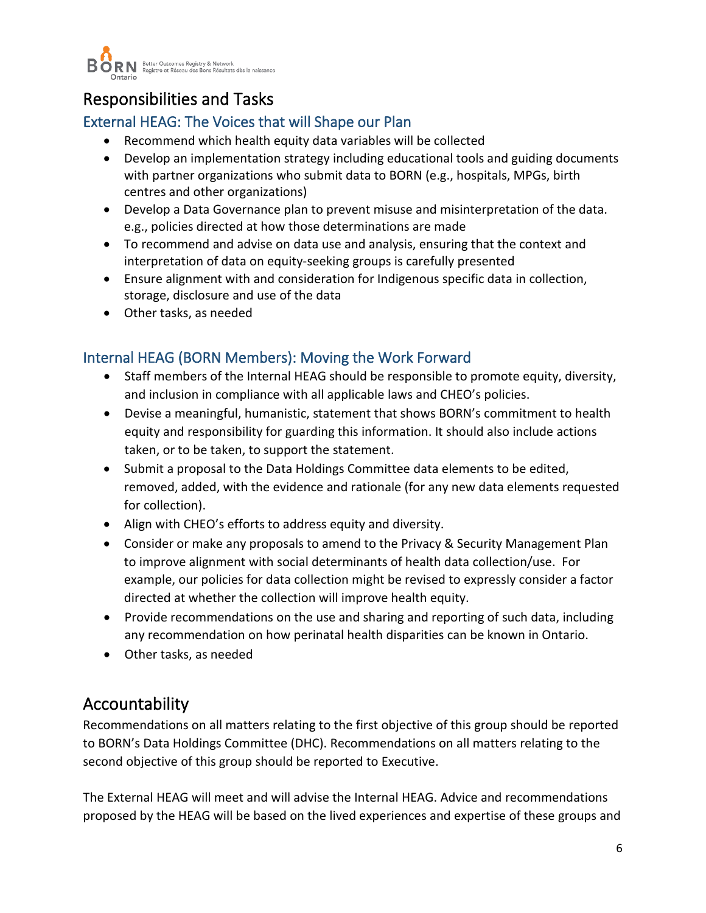## Responsibilities and Tasks

### External HEAG: The Voices that will Shape our Plan

- Recommend which health equity data variables will be collected
- Develop an implementation strategy including educational tools and guiding documents with partner organizations who submit data to BORN (e.g., hospitals, MPGs, birth centres and other organizations)
- Develop a Data Governance plan to prevent misuse and misinterpretation of the data. e.g., policies directed at how those determinations are made
- To recommend and advise on data use and analysis, ensuring that the context and interpretation of data on equity-seeking groups is carefully presented
- Ensure alignment with and consideration for Indigenous specific data in collection, storage, disclosure and use of the data
- Other tasks, as needed

### Internal HEAG (BORN Members): Moving the Work Forward

- Staff members of the Internal HEAG should be responsible to promote equity, diversity, and inclusion in compliance with all applicable laws and CHEO's policies.
- Devise a meaningful, humanistic, statement that shows BORN's commitment to health equity and responsibility for guarding this information. It should also include actions taken, or to be taken, to support the statement.
- Submit a proposal to the Data Holdings Committee data elements to be edited, removed, added, with the evidence and rationale (for any new data elements requested for collection).
- Align with CHEO's efforts to address equity and diversity.
- Consider or make any proposals to amend to the Privacy & Security Management Plan to improve alignment with social determinants of health data collection/use. For example, our policies for data collection might be revised to expressly consider a factor directed at whether the collection will improve health equity.
- Provide recommendations on the use and sharing and reporting of such data, including any recommendation on how perinatal health disparities can be known in Ontario.
- Other tasks, as needed

## Accountability

Recommendations on all matters relating to the first objective of this group should be reported to BORN's Data Holdings Committee (DHC). Recommendations on all matters relating to the second objective of this group should be reported to Executive.

The External HEAG will meet and will advise the Internal HEAG. Advice and recommendations proposed by the HEAG will be based on the lived experiences and expertise of these groups and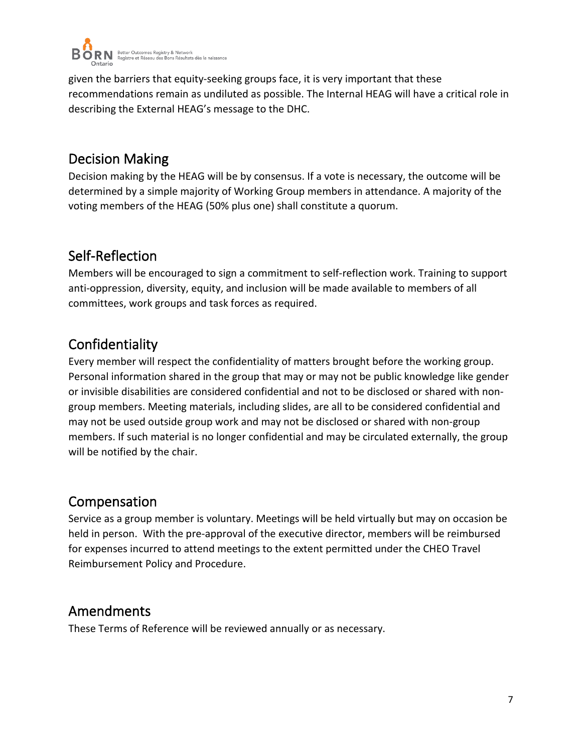given the barriers that equity-seeking groups face, it is very important that these recommendations remain as undiluted as possible. The Internal HEAG will have a critical role in describing the External HEAG's message to the DHC.

## Decision Making

Decision making by the HEAG will be by consensus. If a vote is necessary, the outcome will be determined by a simple majority of Working Group members in attendance. A majority of the voting members of the HEAG (50% plus one) shall constitute a quorum.

## Self-Reflection

Members will be encouraged to sign a commitment to self-reflection work. Training to support anti-oppression, diversity, equity, and inclusion will be made available to members of all committees, work groups and task forces as required.

## Confidentiality

Every member will respect the confidentiality of matters brought before the working group. Personal information shared in the group that may or may not be public knowledge like gender or invisible disabilities are considered confidential and not to be disclosed or shared with non-group members. Meeting materials, including slides, are all to be considered confidential and may not be used outside group work and may not be disclosed or shared with non-group members. If such material is no longer confidential and may be circulated externally, the group will be notified by the chair.

## Compensation

Service as a group member is voluntary. Meetings will be held virtually but may on occasion be held in person. With the pre-approval of the executive director, members will be reimbursed for expenses incurred to attend meetings to the extent permitted under the CHEO Travel Reimbursement Policy and Procedure.

## Amendments

These Terms of Reference will be reviewed annually or as necessary.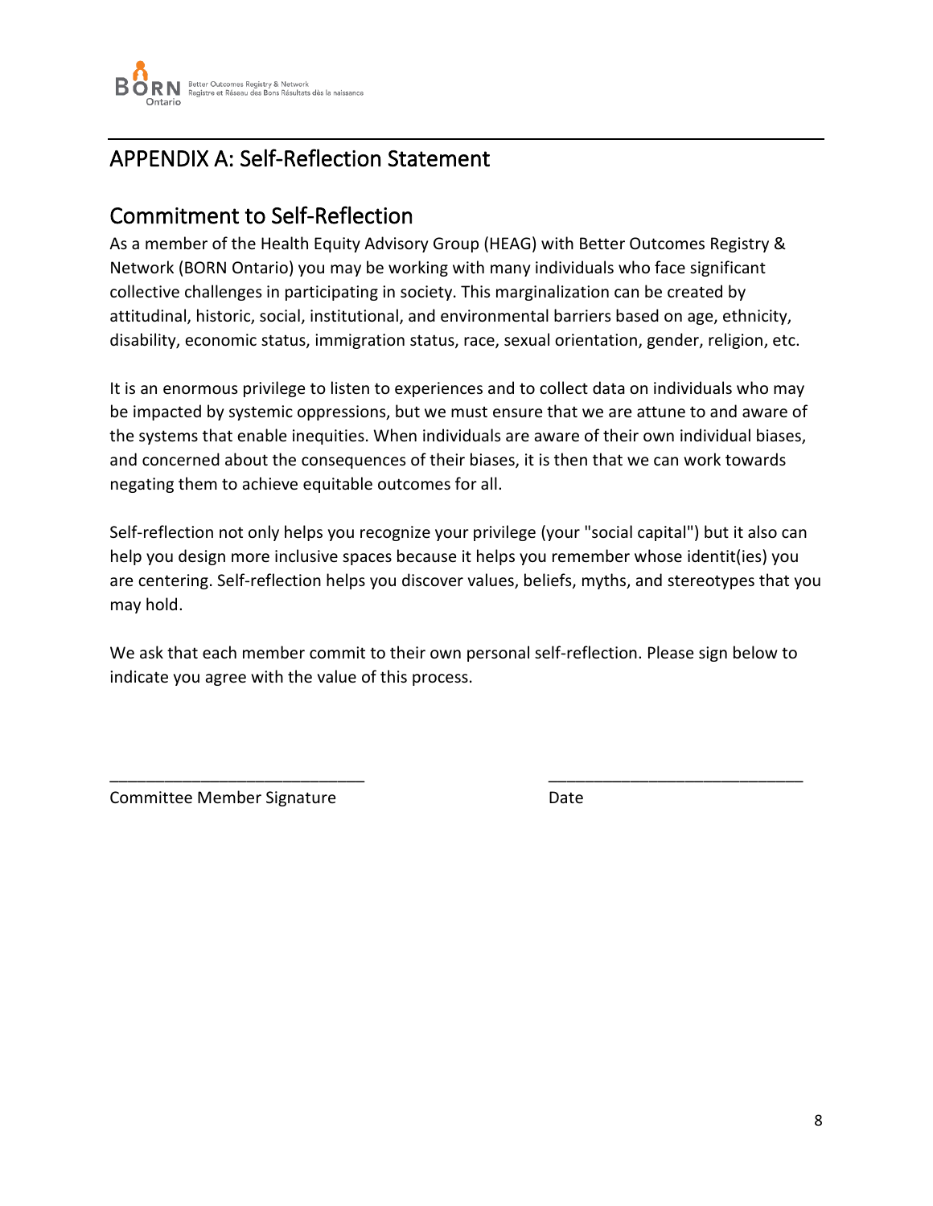# APPENDIX A: Self-Reflection Statement

## Commitment to Self-Reflection

As a member of the Health Equity Advisory Group (HEAG) with Better Outcomes Registry & Network (BORN Ontario) you may be working with many individuals who face significant collective challenges in participating in society. This marginalization can be created by attitudinal, historic, social, institutional, and environmental barriers based on age, ethnicity, disability, economic status, immigration status, race, sexual orientation, gender, religion, etc.

It is an enormous privilege to listen to experiences and to collect data on individuals who may be impacted by systemic oppressions, but we must ensure that we are attune to and aware of the systems that enable inequities. When individuals are aware of their own individual biases, and concerned about the consequences of their biases, it is then that we can work towards negating them to achieve equitable outcomes for all.

Self-reflection not only helps you recognize your privilege (your "social capital") but it also can help you design more inclusive spaces because it helps you remember whose identit(ies) you are centering. Self-reflection helps you discover values, beliefs, myths, and stereotypes that you may hold.

We ask that each member commit to their own personal self-reflection. Please sign below to indicate you agree with the value of this process.

____________________________ ____________________________

Committee Member Signature Date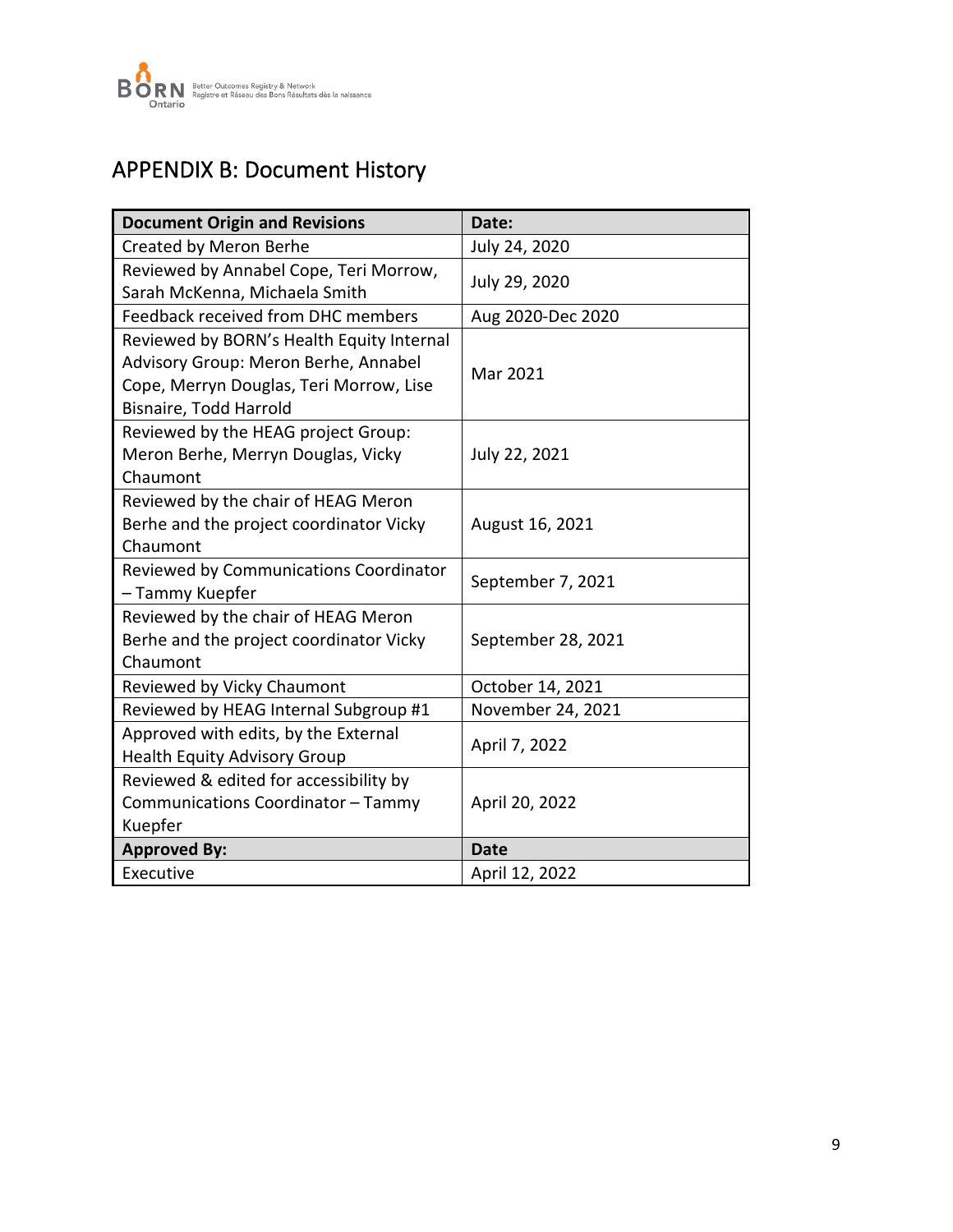# APPENDIX B: Document History

| Document Origin and Revisions | Date: |
|---|---|
| Created by Meron Berhe | July 24, 2020 |
| Reviewed by Annabel Cope, Teri Morrow, Sarah McKenna, Michaela Smith | July 29, 2020 |
| Feedback received from DHC members | Aug 2020-Dec 2020 |
| Reviewed by BORN's Health Equity Internal Advisory Group: Meron Berhe, Annabel Cope, Merryn Douglas, Teri Morrow, Lise Bisnaire, Todd Harrold | Mar 2021 |
| Reviewed by the HEAG project Group: Meron Berhe, Merryn Douglas, Vicky Chaumont | July 22, 2021 |
| Reviewed by the chair of HEAG Meron Berhe and the project coordinator Vicky Chaumont | August 16, 2021 |
| Reviewed by Communications Coordinator – Tammy Kuepfer | September 7, 2021 |
| Reviewed by the chair of HEAG Meron Berhe and the project coordinator Vicky Chaumont | September 28, 2021 |
| Reviewed by Vicky Chaumont | October 14, 2021 |
| Reviewed by HEAG Internal Subgroup #1 | November 24, 2021 |
| Approved with edits, by the External Health Equity Advisory Group | April 7, 2022 |
| Reviewed & edited for accessibility by Communications Coordinator – Tammy Kuepfer | April 20, 2022 |
| **Approved By:** | **Date** |
| Executive | April 12, 2022 |